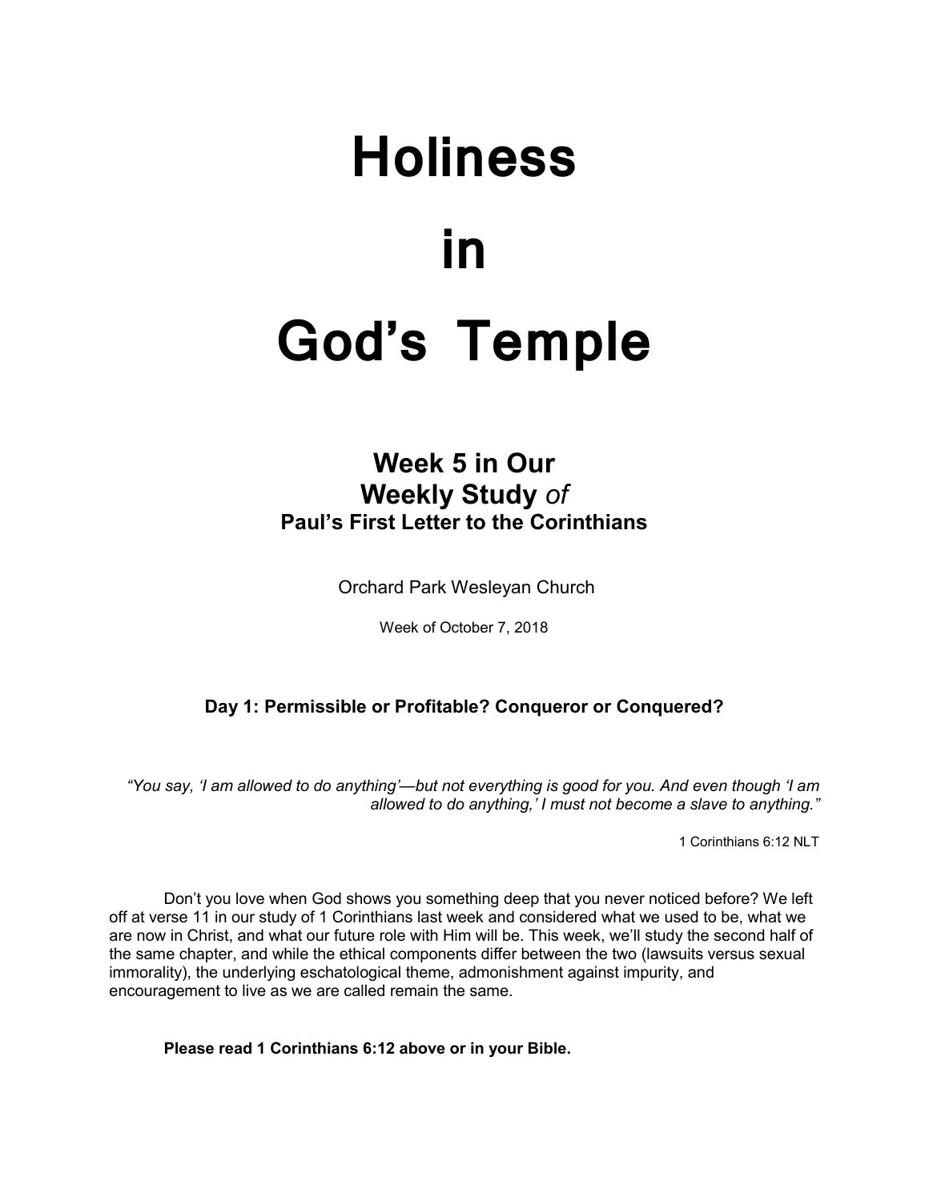# Holiness

# in

# God's Temple

## Week 5 in Our Weekly Study *of*
### Paul's First Letter to the Corinthians

Orchard Park Wesleyan Church

Week of October 7, 2018

### Day 1: Permissible or Profitable? Conqueror or Conquered?

*"You say, 'I am allowed to do anything'—but not everything is good for you. And even though 'I am allowed to do anything,' I must not become a slave to anything."*

1 Corinthians 6:12 NLT

Don't you love when God shows you something deep that you never noticed before? We left off at verse 11 in our study of 1 Corinthians last week and considered what we used to be, what we are now in Christ, and what our future role with Him will be. This week, we'll study the second half of the same chapter, and while the ethical components differ between the two (lawsuits versus sexual immorality), the underlying eschatological theme, admonishment against impurity, and encouragement to live as we are called remain the same.

**Please read 1 Corinthians 6:12 above or in your Bible.**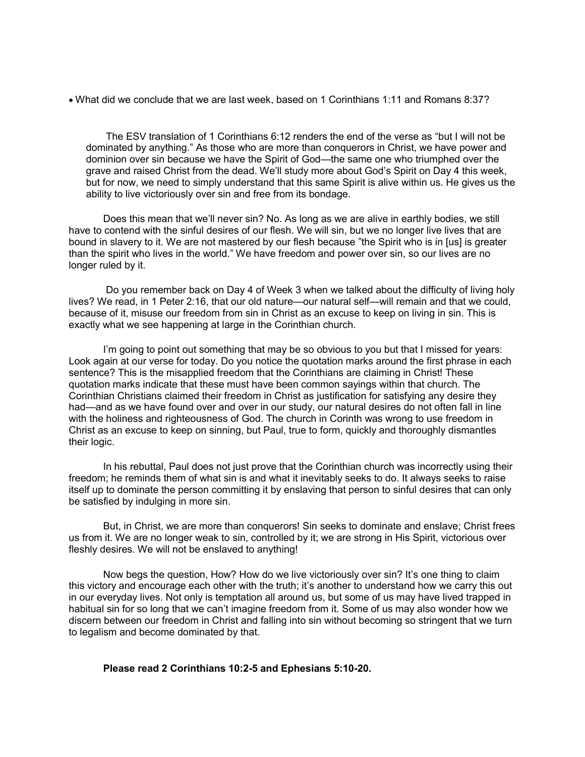- What did we conclude that we are last week, based on 1 Corinthians 1:11 and Romans 8:37?

The ESV translation of 1 Corinthians 6:12 renders the end of the verse as "but I will not be dominated by anything." As those who are more than conquerors in Christ, we have power and dominion over sin because we have the Spirit of God—the same one who triumphed over the grave and raised Christ from the dead. We'll study more about God's Spirit on Day 4 this week, but for now, we need to simply understand that this same Spirit is alive within us. He gives us the ability to live victoriously over sin and free from its bondage.

Does this mean that we'll never sin? No. As long as we are alive in earthly bodies, we still have to contend with the sinful desires of our flesh. We will sin, but we no longer live lives that are bound in slavery to it. We are not mastered by our flesh because "the Spirit who is in [us] is greater than the spirit who lives in the world." We have freedom and power over sin, so our lives are no longer ruled by it.

Do you remember back on Day 4 of Week 3 when we talked about the difficulty of living holy lives? We read, in 1 Peter 2:16, that our old nature—our natural self—will remain and that we could, because of it, misuse our freedom from sin in Christ as an excuse to keep on living in sin. This is exactly what we see happening at large in the Corinthian church.

I'm going to point out something that may be so obvious to you but that I missed for years: Look again at our verse for today. Do you notice the quotation marks around the first phrase in each sentence? This is the misapplied freedom that the Corinthians are claiming in Christ! These quotation marks indicate that these must have been common sayings within that church. The Corinthian Christians claimed their freedom in Christ as justification for satisfying any desire they had—and as we have found over and over in our study, our natural desires do not often fall in line with the holiness and righteousness of God. The church in Corinth was wrong to use freedom in Christ as an excuse to keep on sinning, but Paul, true to form, quickly and thoroughly dismantles their logic.

In his rebuttal, Paul does not just prove that the Corinthian church was incorrectly using their freedom; he reminds them of what sin is and what it inevitably seeks to do. It always seeks to raise itself up to dominate the person committing it by enslaving that person to sinful desires that can only be satisfied by indulging in more sin.

But, in Christ, we are more than conquerors! Sin seeks to dominate and enslave; Christ frees us from it. We are no longer weak to sin, controlled by it; we are strong in His Spirit, victorious over fleshly desires. We will not be enslaved to anything!

Now begs the question, How? How do we live victoriously over sin? It's one thing to claim this victory and encourage each other with the truth; it's another to understand how we carry this out in our everyday lives. Not only is temptation all around us, but some of us may have lived trapped in habitual sin for so long that we can't imagine freedom from it. Some of us may also wonder how we discern between our freedom in Christ and falling into sin without becoming so stringent that we turn to legalism and become dominated by that.

**Please read 2 Corinthians 10:2-5 and Ephesians 5:10-20.**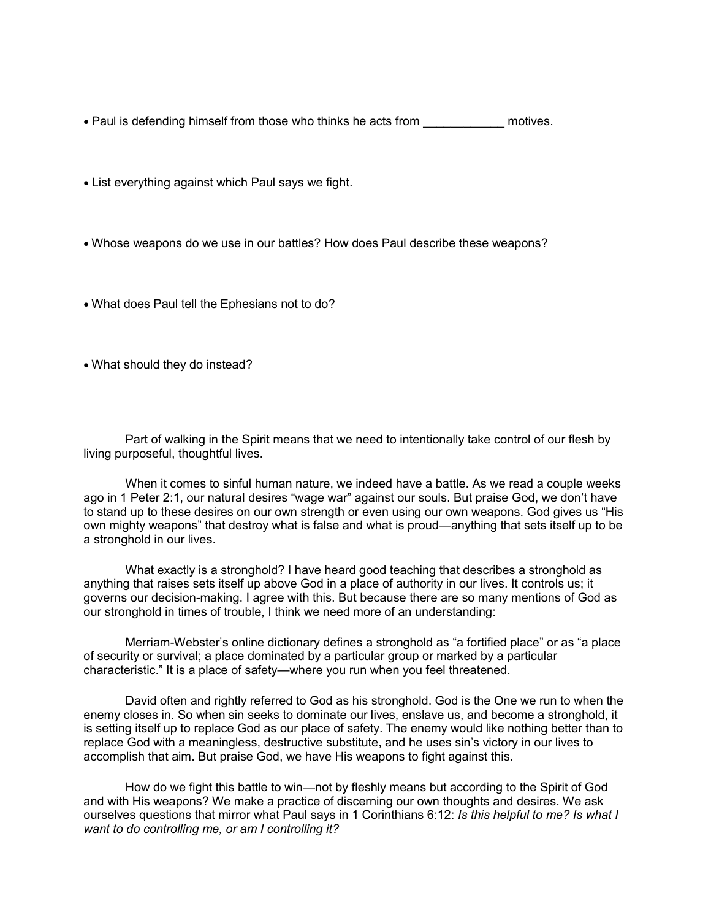- Paul is defending himself from those who thinks he acts from ____________ motives.

- List everything against which Paul says we fight.

- Whose weapons do we use in our battles? How does Paul describe these weapons?

- What does Paul tell the Ephesians not to do?

- What should they do instead?

Part of walking in the Spirit means that we need to intentionally take control of our flesh by living purposeful, thoughtful lives.

When it comes to sinful human nature, we indeed have a battle. As we read a couple weeks ago in 1 Peter 2:1, our natural desires "wage war" against our souls. But praise God, we don't have to stand up to these desires on our own strength or even using our own weapons. God gives us "His own mighty weapons" that destroy what is false and what is proud—anything that sets itself up to be a stronghold in our lives.

What exactly is a stronghold? I have heard good teaching that describes a stronghold as anything that raises sets itself up above God in a place of authority in our lives. It controls us; it governs our decision-making. I agree with this. But because there are so many mentions of God as our stronghold in times of trouble, I think we need more of an understanding:

Merriam-Webster's online dictionary defines a stronghold as "a fortified place" or as "a place of security or survival; a place dominated by a particular group or marked by a particular characteristic." It is a place of safety—where you run when you feel threatened.

David often and rightly referred to God as his stronghold. God is the One we run to when the enemy closes in. So when sin seeks to dominate our lives, enslave us, and become a stronghold, it is setting itself up to replace God as our place of safety. The enemy would like nothing better than to replace God with a meaningless, destructive substitute, and he uses sin's victory in our lives to accomplish that aim. But praise God, we have His weapons to fight against this.

How do we fight this battle to win—not by fleshly means but according to the Spirit of God and with His weapons? We make a practice of discerning our own thoughts and desires. We ask ourselves questions that mirror what Paul says in 1 Corinthians 6:12: *Is this helpful to me? Is what I want to do controlling me, or am I controlling it?*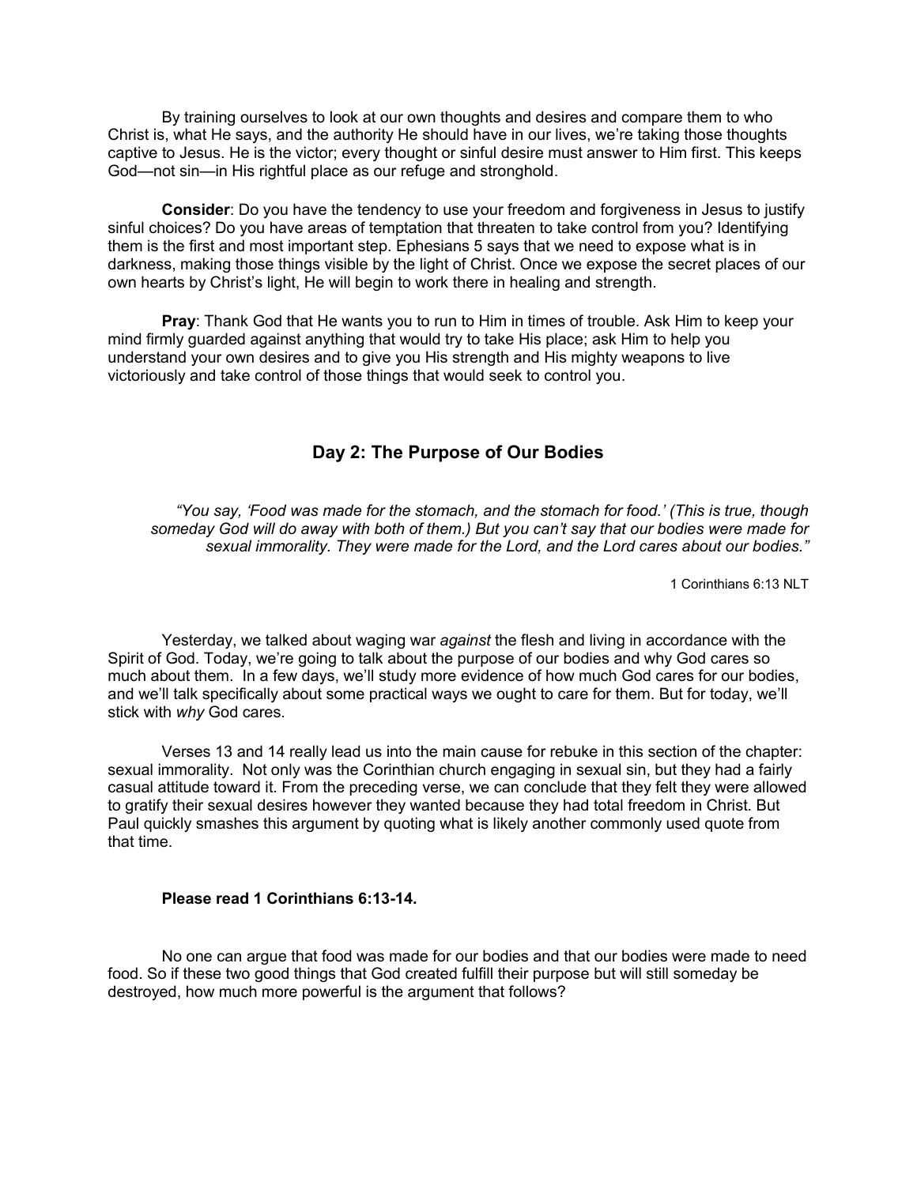By training ourselves to look at our own thoughts and desires and compare them to who Christ is, what He says, and the authority He should have in our lives, we're taking those thoughts captive to Jesus. He is the victor; every thought or sinful desire must answer to Him first. This keeps God—not sin—in His rightful place as our refuge and stronghold.

**Consider**: Do you have the tendency to use your freedom and forgiveness in Jesus to justify sinful choices? Do you have areas of temptation that threaten to take control from you? Identifying them is the first and most important step. Ephesians 5 says that we need to expose what is in darkness, making those things visible by the light of Christ. Once we expose the secret places of our own hearts by Christ's light, He will begin to work there in healing and strength.

**Pray**: Thank God that He wants you to run to Him in times of trouble. Ask Him to keep your mind firmly guarded against anything that would try to take His place; ask Him to help you understand your own desires and to give you His strength and His mighty weapons to live victoriously and take control of those things that would seek to control you.

## Day 2: The Purpose of Our Bodies

*"You say, 'Food was made for the stomach, and the stomach for food.' (This is true, though someday God will do away with both of them.) But you can't say that our bodies were made for sexual immorality. They were made for the Lord, and the Lord cares about our bodies."*

1 Corinthians 6:13 NLT

Yesterday, we talked about waging war *against* the flesh and living in accordance with the Spirit of God. Today, we're going to talk about the purpose of our bodies and why God cares so much about them. In a few days, we'll study more evidence of how much God cares for our bodies, and we'll talk specifically about some practical ways we ought to care for them. But for today, we'll stick with *why* God cares.

Verses 13 and 14 really lead us into the main cause for rebuke in this section of the chapter: sexual immorality. Not only was the Corinthian church engaging in sexual sin, but they had a fairly casual attitude toward it. From the preceding verse, we can conclude that they felt they were allowed to gratify their sexual desires however they wanted because they had total freedom in Christ. But Paul quickly smashes this argument by quoting what is likely another commonly used quote from that time.

**Please read 1 Corinthians 6:13-14.**

No one can argue that food was made for our bodies and that our bodies were made to need food. So if these two good things that God created fulfill their purpose but will still someday be destroyed, how much more powerful is the argument that follows?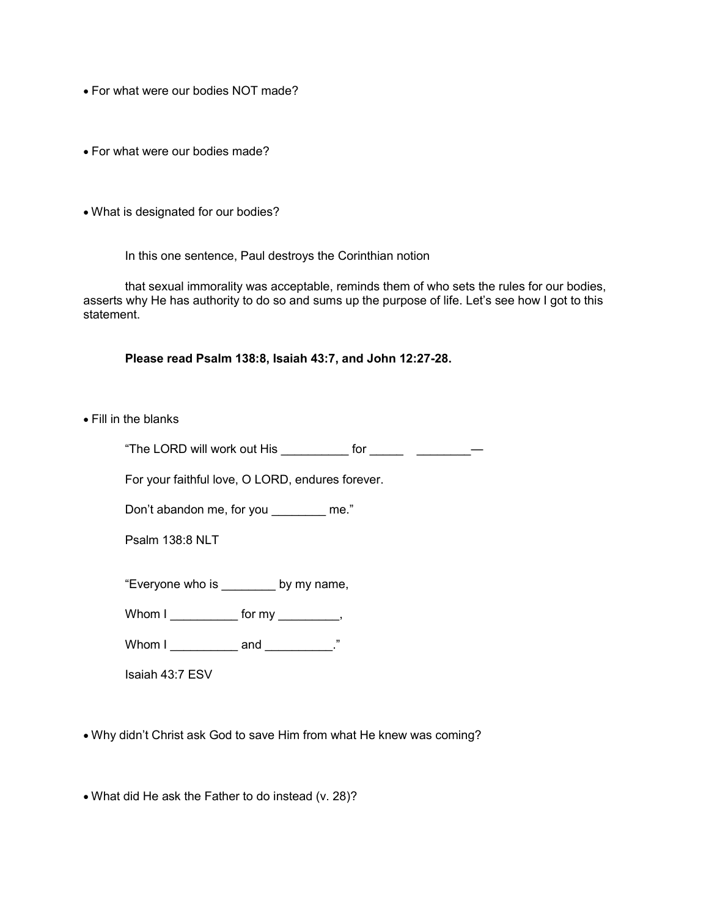- For what were our bodies NOT made?

- For what were our bodies made?

- What is designated for our bodies?

In this one sentence, Paul destroys the Corinthian notion

that sexual immorality was acceptable, reminds them of who sets the rules for our bodies, asserts why He has authority to do so and sums up the purpose of life. Let's see how I got to this statement.

**Please read Psalm 138:8, Isaiah 43:7, and John 12:27-28.**

- Fill in the blanks

"The LORD will work out His __________ for _____ ________—

For your faithful love, O LORD, endures forever.

Don't abandon me, for you ________ me."

Psalm 138:8 NLT

"Everyone who is ________ by my name,

Whom I __________ for my _________,

Whom I __________ and __________."

Isaiah 43:7 ESV

- Why didn't Christ ask God to save Him from what He knew was coming?

- What did He ask the Father to do instead (v. 28)?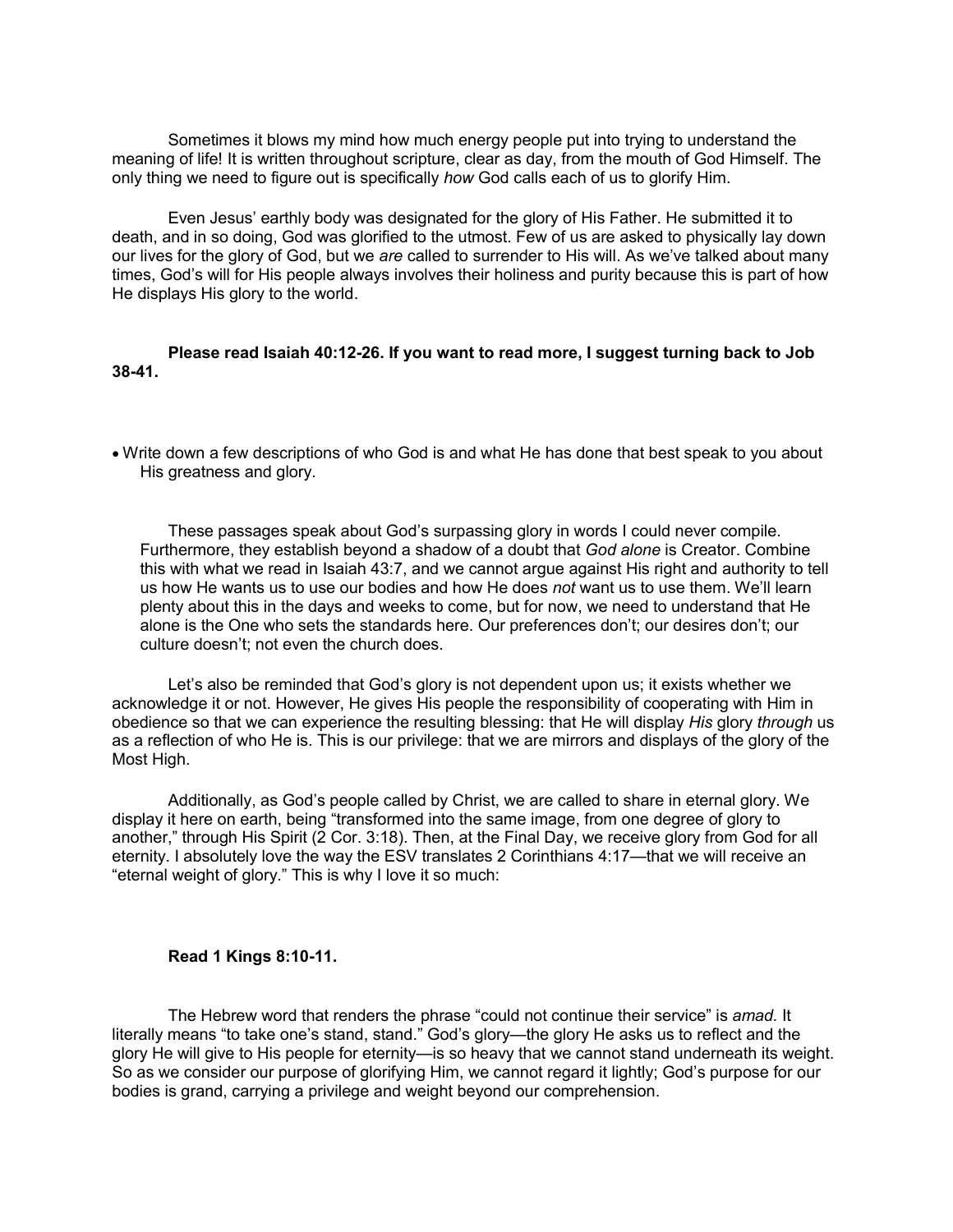Sometimes it blows my mind how much energy people put into trying to understand the meaning of life! It is written throughout scripture, clear as day, from the mouth of God Himself. The only thing we need to figure out is specifically *how* God calls each of us to glorify Him.

Even Jesus' earthly body was designated for the glory of His Father. He submitted it to death, and in so doing, God was glorified to the utmost. Few of us are asked to physically lay down our lives for the glory of God, but we *are* called to surrender to His will. As we've talked about many times, God's will for His people always involves their holiness and purity because this is part of how He displays His glory to the world.

**Please read Isaiah 40:12-26. If you want to read more, I suggest turning back to Job 38-41.**

- Write down a few descriptions of who God is and what He has done that best speak to you about His greatness and glory.

These passages speak about God's surpassing glory in words I could never compile. Furthermore, they establish beyond a shadow of a doubt that *God alone* is Creator. Combine this with what we read in Isaiah 43:7, and we cannot argue against His right and authority to tell us how He wants us to use our bodies and how He does *not* want us to use them. We'll learn plenty about this in the days and weeks to come, but for now, we need to understand that He alone is the One who sets the standards here. Our preferences don't; our desires don't; our culture doesn't; not even the church does.

Let's also be reminded that God's glory is not dependent upon us; it exists whether we acknowledge it or not. However, He gives His people the responsibility of cooperating with Him in obedience so that we can experience the resulting blessing: that He will display *His* glory *through* us as a reflection of who He is. This is our privilege: that we are mirrors and displays of the glory of the Most High.

Additionally, as God's people called by Christ, we are called to share in eternal glory. We display it here on earth, being "transformed into the same image, from one degree of glory to another," through His Spirit (2 Cor. 3:18). Then, at the Final Day, we receive glory from God for all eternity. I absolutely love the way the ESV translates 2 Corinthians 4:17—that we will receive an "eternal weight of glory." This is why I love it so much:

**Read 1 Kings 8:10-11.**

The Hebrew word that renders the phrase "could not continue their service" is *amad.* It literally means "to take one's stand, stand." God's glory—the glory He asks us to reflect and the glory He will give to His people for eternity—is so heavy that we cannot stand underneath its weight. So as we consider our purpose of glorifying Him, we cannot regard it lightly; God's purpose for our bodies is grand, carrying a privilege and weight beyond our comprehension.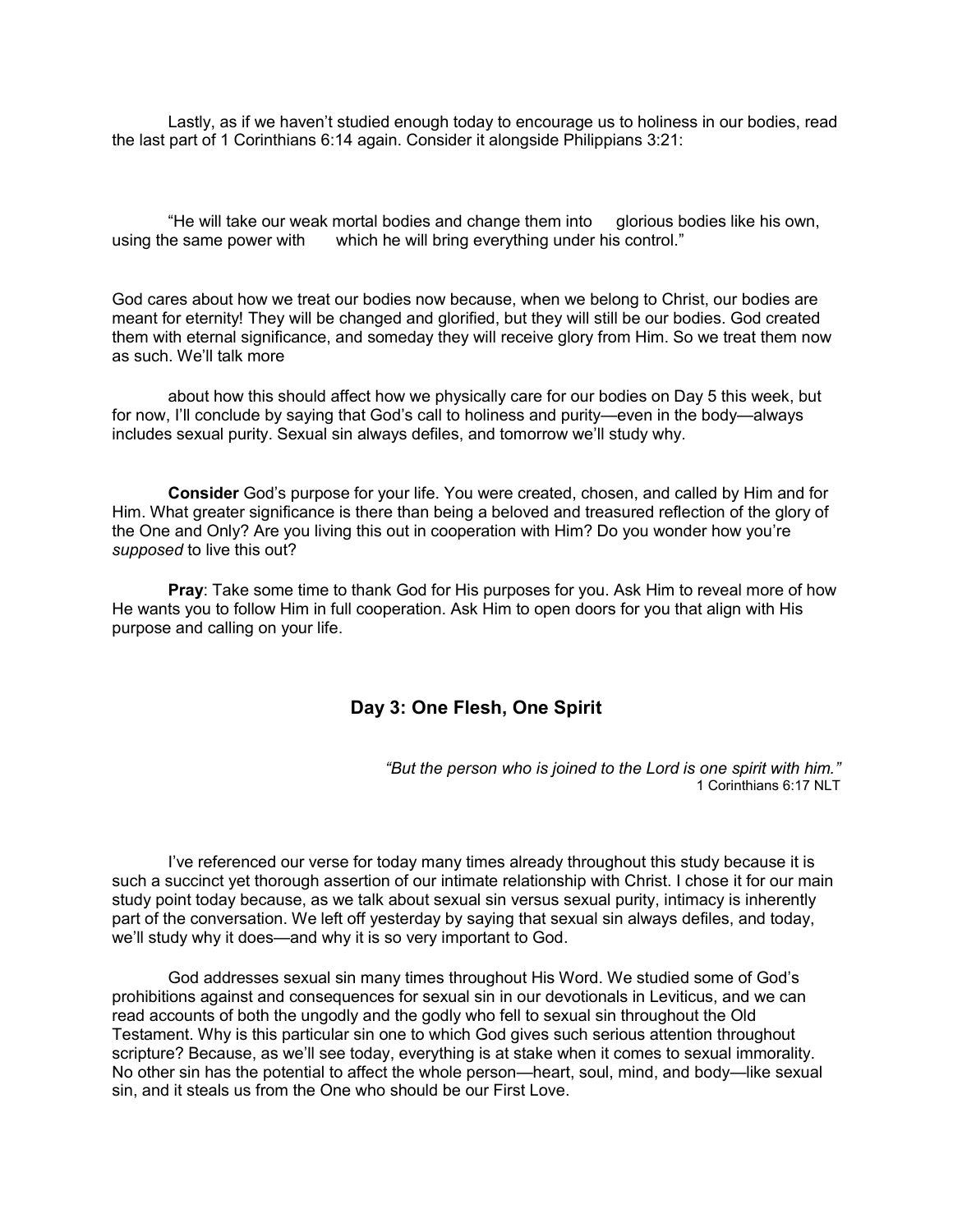Lastly, as if we haven't studied enough today to encourage us to holiness in our bodies, read the last part of 1 Corinthians 6:14 again. Consider it alongside Philippians 3:21:

"He will take our weak mortal bodies and change them into glorious bodies like his own, using the same power with which he will bring everything under his control."

God cares about how we treat our bodies now because, when we belong to Christ, our bodies are meant for eternity! They will be changed and glorified, but they will still be our bodies. God created them with eternal significance, and someday they will receive glory from Him. So we treat them now as such. We'll talk more

about how this should affect how we physically care for our bodies on Day 5 this week, but for now, I'll conclude by saying that God's call to holiness and purity—even in the body—always includes sexual purity. Sexual sin always defiles, and tomorrow we'll study why.

**Consider** God's purpose for your life. You were created, chosen, and called by Him and for Him. What greater significance is there than being a beloved and treasured reflection of the glory of the One and Only? Are you living this out in cooperation with Him? Do you wonder how you're *supposed* to live this out?

**Pray**: Take some time to thank God for His purposes for you. Ask Him to reveal more of how He wants you to follow Him in full cooperation. Ask Him to open doors for you that align with His purpose and calling on your life.

## Day 3: One Flesh, One Spirit

*"But the person who is joined to the Lord is one spirit with him."*
1 Corinthians 6:17 NLT

I've referenced our verse for today many times already throughout this study because it is such a succinct yet thorough assertion of our intimate relationship with Christ. I chose it for our main study point today because, as we talk about sexual sin versus sexual purity, intimacy is inherently part of the conversation. We left off yesterday by saying that sexual sin always defiles, and today, we'll study why it does—and why it is so very important to God.

God addresses sexual sin many times throughout His Word. We studied some of God's prohibitions against and consequences for sexual sin in our devotionals in Leviticus, and we can read accounts of both the ungodly and the godly who fell to sexual sin throughout the Old Testament. Why is this particular sin one to which God gives such serious attention throughout scripture? Because, as we'll see today, everything is at stake when it comes to sexual immorality. No other sin has the potential to affect the whole person—heart, soul, mind, and body—like sexual sin, and it steals us from the One who should be our First Love.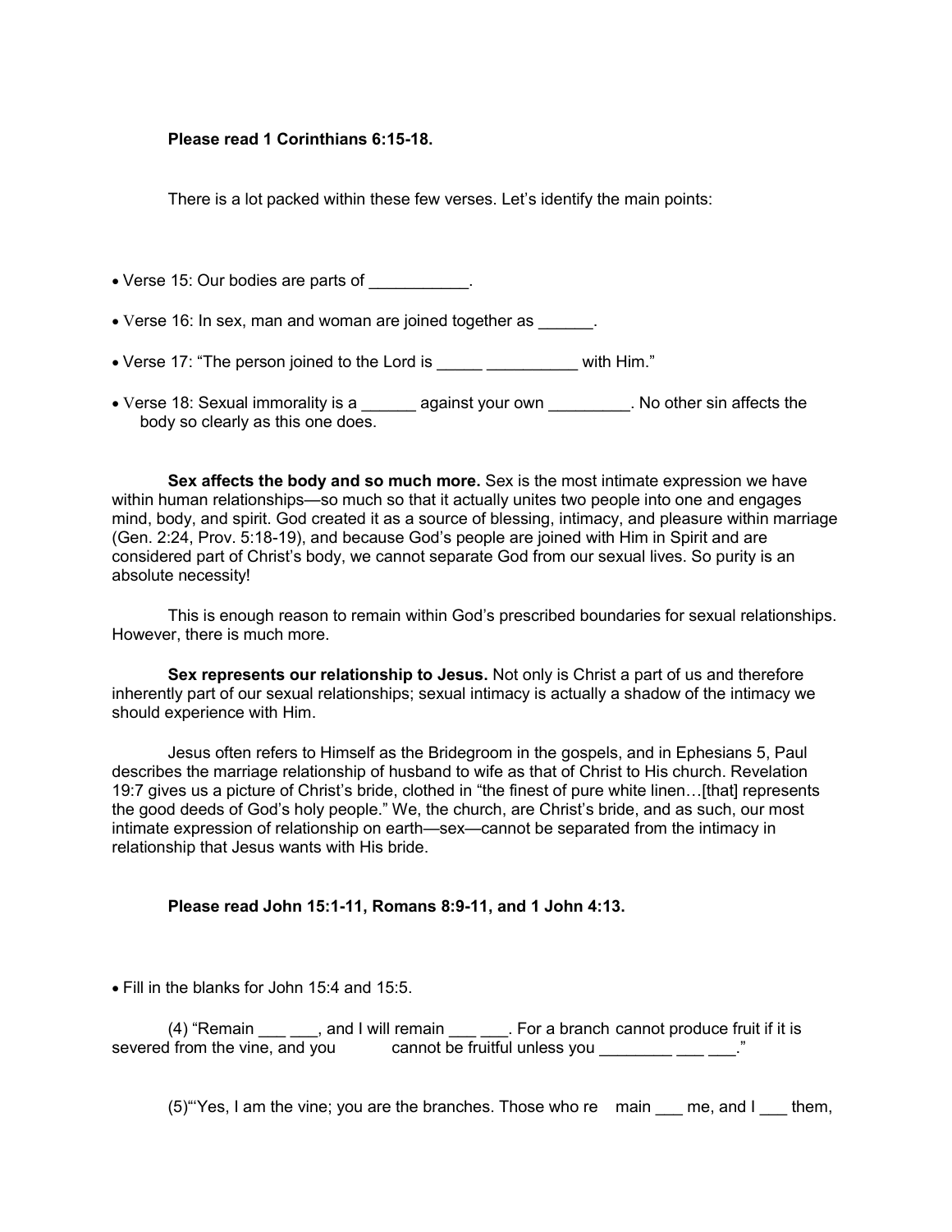**Please read 1 Corinthians 6:15-18.**

There is a lot packed within these few verses. Let's identify the main points:

- Verse 15: Our bodies are parts of ___________.
- Verse 16: In sex, man and woman are joined together as ______.
- Verse 17: "The person joined to the Lord is _____ __________ with Him."
- Verse 18: Sexual immorality is a ______ against your own _________. No other sin affects the body so clearly as this one does.

**Sex affects the body and so much more.** Sex is the most intimate expression we have within human relationships—so much so that it actually unites two people into one and engages mind, body, and spirit. God created it as a source of blessing, intimacy, and pleasure within marriage (Gen. 2:24, Prov. 5:18-19), and because God's people are joined with Him in Spirit and are considered part of Christ's body, we cannot separate God from our sexual lives. So purity is an absolute necessity!

This is enough reason to remain within God's prescribed boundaries for sexual relationships. However, there is much more.

**Sex represents our relationship to Jesus.** Not only is Christ a part of us and therefore inherently part of our sexual relationships; sexual intimacy is actually a shadow of the intimacy we should experience with Him.

Jesus often refers to Himself as the Bridegroom in the gospels, and in Ephesians 5, Paul describes the marriage relationship of husband to wife as that of Christ to His church. Revelation 19:7 gives us a picture of Christ's bride, clothed in "the finest of pure white linen…[that] represents the good deeds of God's holy people." We, the church, are Christ's bride, and as such, our most intimate expression of relationship on earth—sex—cannot be separated from the intimacy in relationship that Jesus wants with His bride.

**Please read John 15:1-11, Romans 8:9-11, and 1 John 4:13.**

- Fill in the blanks for John 15:4 and 15:5.

(4) "Remain ___ ___, and I will remain ___ ___. For a branch cannot produce fruit if it is severed from the vine, and you cannot be fruitful unless you ________ ___ ___."

(5)"'Yes, I am the vine; you are the branches. Those who remain ___ me, and I ___ them,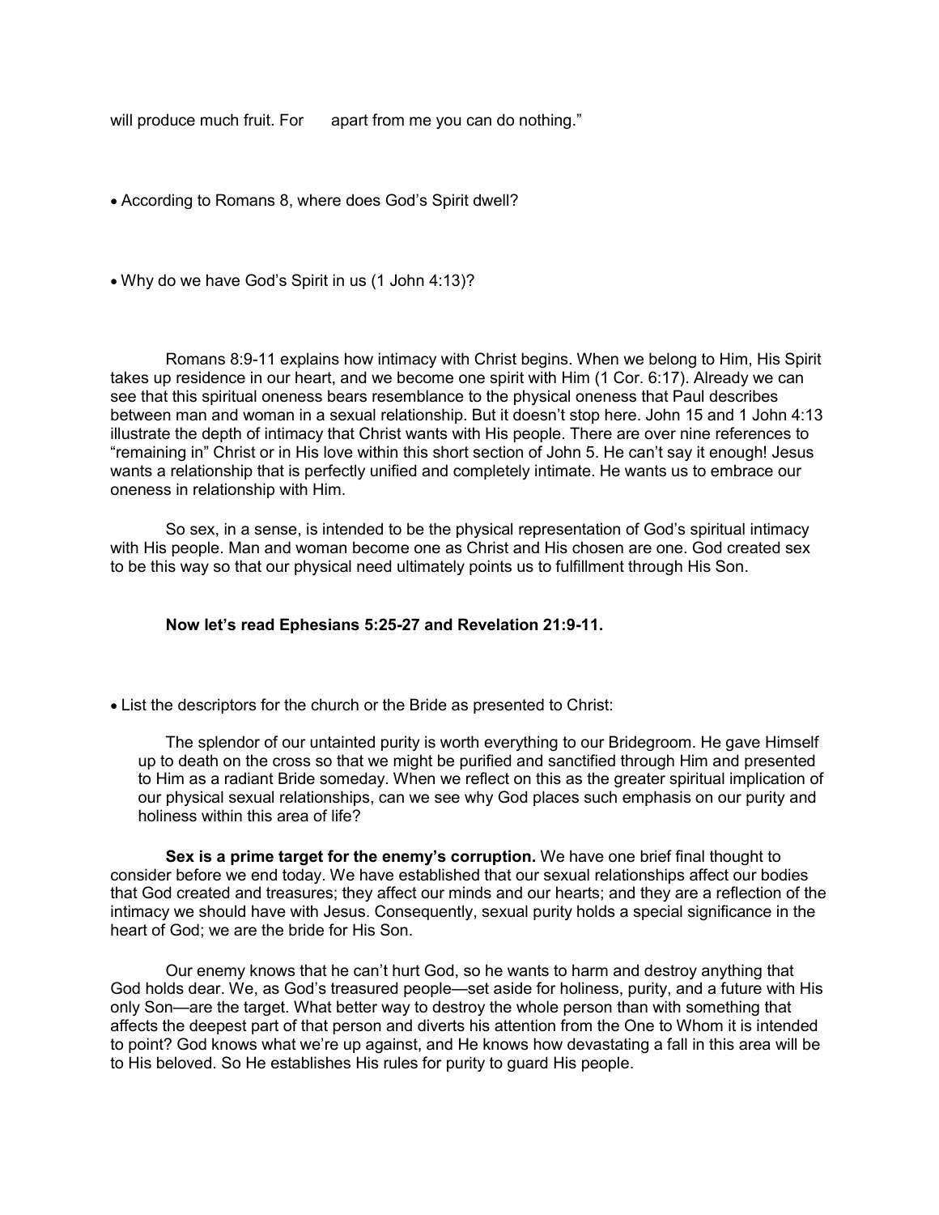will produce much fruit. For apart from me you can do nothing."

- According to Romans 8, where does God's Spirit dwell?

- Why do we have God's Spirit in us (1 John 4:13)?

Romans 8:9-11 explains how intimacy with Christ begins. When we belong to Him, His Spirit takes up residence in our heart, and we become one spirit with Him (1 Cor. 6:17). Already we can see that this spiritual oneness bears resemblance to the physical oneness that Paul describes between man and woman in a sexual relationship. But it doesn't stop here. John 15 and 1 John 4:13 illustrate the depth of intimacy that Christ wants with His people. There are over nine references to "remaining in" Christ or in His love within this short section of John 5. He can't say it enough! Jesus wants a relationship that is perfectly unified and completely intimate. He wants us to embrace our oneness in relationship with Him.

So sex, in a sense, is intended to be the physical representation of God's spiritual intimacy with His people. Man and woman become one as Christ and His chosen are one. God created sex to be this way so that our physical need ultimately points us to fulfillment through His Son.

**Now let's read Ephesians 5:25-27 and Revelation 21:9-11.**

- List the descriptors for the church or the Bride as presented to Christ:

The splendor of our untainted purity is worth everything to our Bridegroom. He gave Himself up to death on the cross so that we might be purified and sanctified through Him and presented to Him as a radiant Bride someday. When we reflect on this as the greater spiritual implication of our physical sexual relationships, can we see why God places such emphasis on our purity and holiness within this area of life?

**Sex is a prime target for the enemy's corruption.** We have one brief final thought to consider before we end today. We have established that our sexual relationships affect our bodies that God created and treasures; they affect our minds and our hearts; and they are a reflection of the intimacy we should have with Jesus. Consequently, sexual purity holds a special significance in the heart of God; we are the bride for His Son.

Our enemy knows that he can't hurt God, so he wants to harm and destroy anything that God holds dear. We, as God's treasured people—set aside for holiness, purity, and a future with His only Son—are the target. What better way to destroy the whole person than with something that affects the deepest part of that person and diverts his attention from the One to Whom it is intended to point? God knows what we're up against, and He knows how devastating a fall in this area will be to His beloved. So He establishes His rules for purity to guard His people.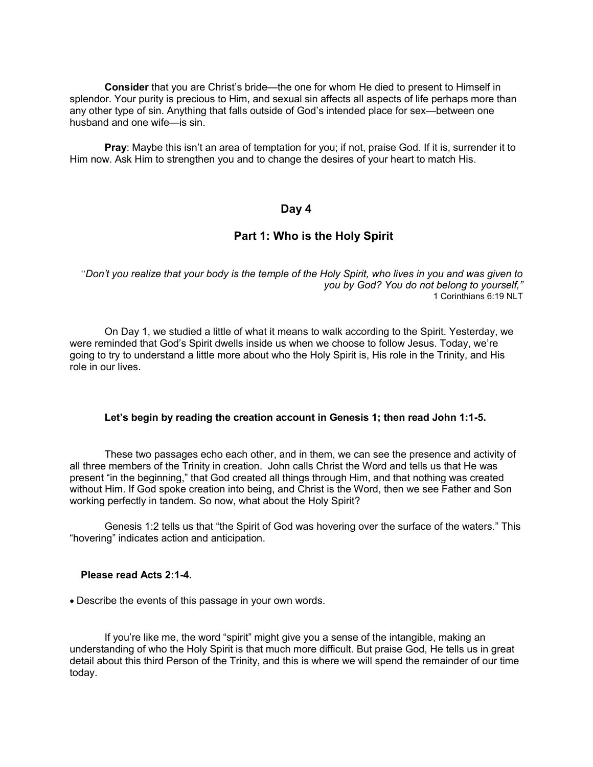**Consider** that you are Christ's bride—the one for whom He died to present to Himself in splendor. Your purity is precious to Him, and sexual sin affects all aspects of life perhaps more than any other type of sin. Anything that falls outside of God's intended place for sex—between one husband and one wife—is sin.

**Pray**: Maybe this isn't an area of temptation for you; if not, praise God. If it is, surrender it to Him now. Ask Him to strengthen you and to change the desires of your heart to match His.

## Day 4

## Part 1: Who is the Holy Spirit

*"Don't you realize that your body is the temple of the Holy Spirit, who lives in you and was given to you by God? You do not belong to yourself,"*
1 Corinthians 6:19 NLT

On Day 1, we studied a little of what it means to walk according to the Spirit. Yesterday, we were reminded that God's Spirit dwells inside us when we choose to follow Jesus. Today, we're going to try to understand a little more about who the Holy Spirit is, His role in the Trinity, and His role in our lives.

**Let's begin by reading the creation account in Genesis 1; then read John 1:1-5.**

These two passages echo each other, and in them, we can see the presence and activity of all three members of the Trinity in creation. John calls Christ the Word and tells us that He was present "in the beginning," that God created all things through Him, and that nothing was created without Him. If God spoke creation into being, and Christ is the Word, then we see Father and Son working perfectly in tandem. So now, what about the Holy Spirit?

Genesis 1:2 tells us that "the Spirit of God was hovering over the surface of the waters." This "hovering" indicates action and anticipation.

**Please read Acts 2:1-4.**

- Describe the events of this passage in your own words.

If you're like me, the word "spirit" might give you a sense of the intangible, making an understanding of who the Holy Spirit is that much more difficult. But praise God, He tells us in great detail about this third Person of the Trinity, and this is where we will spend the remainder of our time today.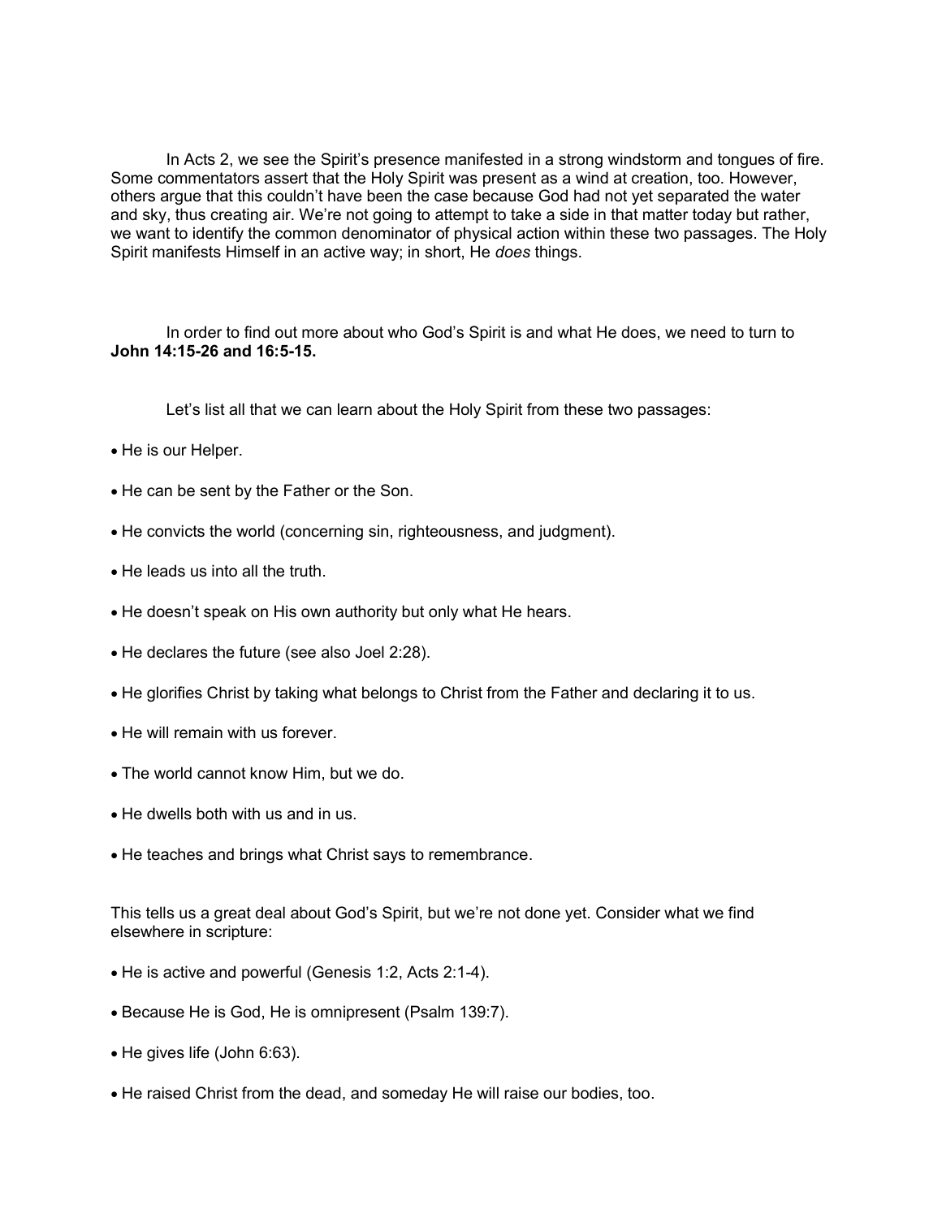In Acts 2, we see the Spirit's presence manifested in a strong windstorm and tongues of fire. Some commentators assert that the Holy Spirit was present as a wind at creation, too. However, others argue that this couldn't have been the case because God had not yet separated the water and sky, thus creating air. We're not going to attempt to take a side in that matter today but rather, we want to identify the common denominator of physical action within these two passages. The Holy Spirit manifests Himself in an active way; in short, He *does* things.

In order to find out more about who God's Spirit is and what He does, we need to turn to **John 14:15-26 and 16:5-15.**

Let's list all that we can learn about the Holy Spirit from these two passages:

- He is our Helper.
- He can be sent by the Father or the Son.
- He convicts the world (concerning sin, righteousness, and judgment).
- He leads us into all the truth.
- He doesn't speak on His own authority but only what He hears.
- He declares the future (see also Joel 2:28).
- He glorifies Christ by taking what belongs to Christ from the Father and declaring it to us.
- He will remain with us forever.
- The world cannot know Him, but we do.
- He dwells both with us and in us.
- He teaches and brings what Christ says to remembrance.

This tells us a great deal about God's Spirit, but we're not done yet. Consider what we find elsewhere in scripture:

- He is active and powerful (Genesis 1:2, Acts 2:1-4).
- Because He is God, He is omnipresent (Psalm 139:7).
- He gives life (John 6:63).
- He raised Christ from the dead, and someday He will raise our bodies, too.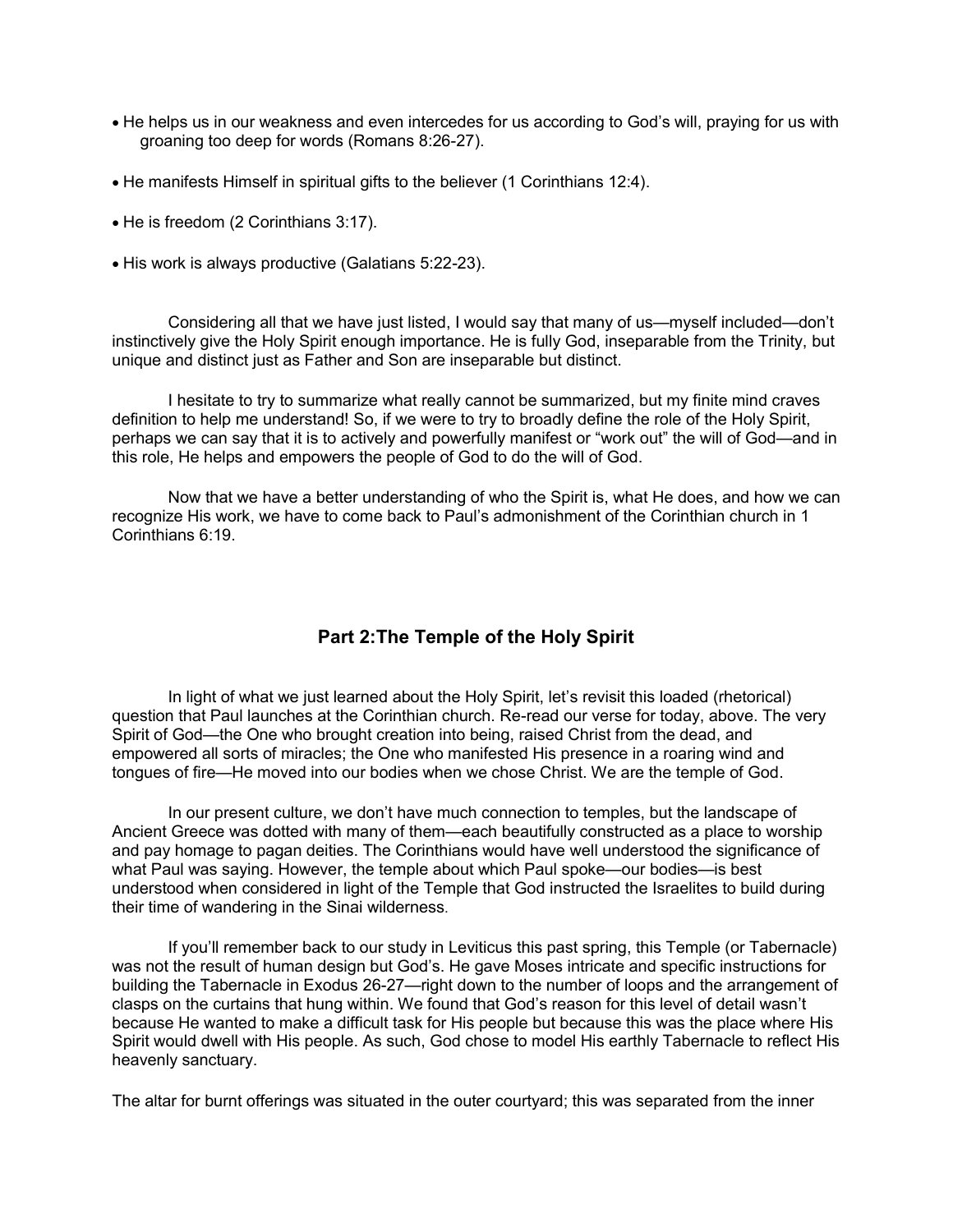- He helps us in our weakness and even intercedes for us according to God's will, praying for us with groaning too deep for words (Romans 8:26-27).

- He manifests Himself in spiritual gifts to the believer (1 Corinthians 12:4).

- He is freedom (2 Corinthians 3:17).

- His work is always productive (Galatians 5:22-23).

Considering all that we have just listed, I would say that many of us—myself included—don't instinctively give the Holy Spirit enough importance. He is fully God, inseparable from the Trinity, but unique and distinct just as Father and Son are inseparable but distinct.

I hesitate to try to summarize what really cannot be summarized, but my finite mind craves definition to help me understand! So, if we were to try to broadly define the role of the Holy Spirit, perhaps we can say that it is to actively and powerfully manifest or "work out" the will of God—and in this role, He helps and empowers the people of God to do the will of God.

Now that we have a better understanding of who the Spirit is, what He does, and how we can recognize His work, we have to come back to Paul's admonishment of the Corinthian church in 1 Corinthians 6:19.

## Part 2:The Temple of the Holy Spirit

In light of what we just learned about the Holy Spirit, let's revisit this loaded (rhetorical) question that Paul launches at the Corinthian church. Re-read our verse for today, above. The very Spirit of God—the One who brought creation into being, raised Christ from the dead, and empowered all sorts of miracles; the One who manifested His presence in a roaring wind and tongues of fire—He moved into our bodies when we chose Christ. We are the temple of God.

In our present culture, we don't have much connection to temples, but the landscape of Ancient Greece was dotted with many of them—each beautifully constructed as a place to worship and pay homage to pagan deities. The Corinthians would have well understood the significance of what Paul was saying. However, the temple about which Paul spoke—our bodies—is best understood when considered in light of the Temple that God instructed the Israelites to build during their time of wandering in the Sinai wilderness.

If you'll remember back to our study in Leviticus this past spring, this Temple (or Tabernacle) was not the result of human design but God's. He gave Moses intricate and specific instructions for building the Tabernacle in Exodus 26-27—right down to the number of loops and the arrangement of clasps on the curtains that hung within. We found that God's reason for this level of detail wasn't because He wanted to make a difficult task for His people but because this was the place where His Spirit would dwell with His people. As such, God chose to model His earthly Tabernacle to reflect His heavenly sanctuary.

The altar for burnt offerings was situated in the outer courtyard; this was separated from the inner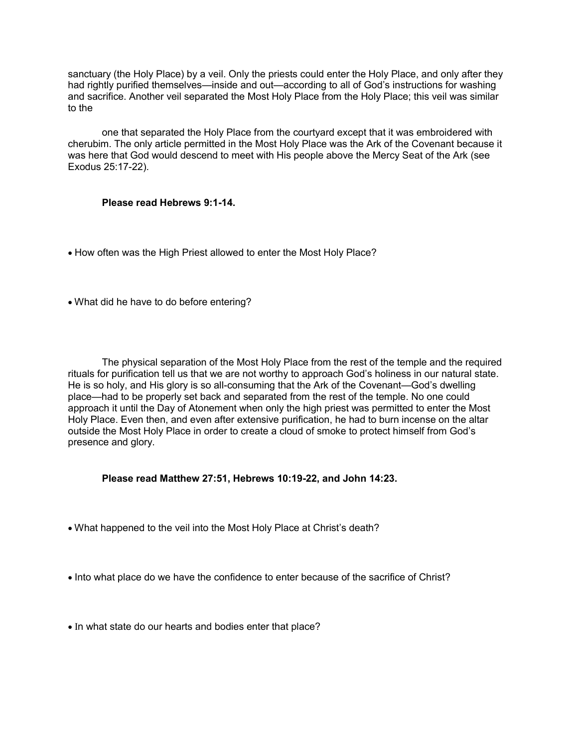sanctuary (the Holy Place) by a veil. Only the priests could enter the Holy Place, and only after they had rightly purified themselves—inside and out—according to all of God's instructions for washing and sacrifice. Another veil separated the Most Holy Place from the Holy Place; this veil was similar to the

one that separated the Holy Place from the courtyard except that it was embroidered with cherubim. The only article permitted in the Most Holy Place was the Ark of the Covenant because it was here that God would descend to meet with His people above the Mercy Seat of the Ark (see Exodus 25:17-22).

**Please read Hebrews 9:1-14.**

- How often was the High Priest allowed to enter the Most Holy Place?

- What did he have to do before entering?

The physical separation of the Most Holy Place from the rest of the temple and the required rituals for purification tell us that we are not worthy to approach God's holiness in our natural state. He is so holy, and His glory is so all-consuming that the Ark of the Covenant—God's dwelling place—had to be properly set back and separated from the rest of the temple. No one could approach it until the Day of Atonement when only the high priest was permitted to enter the Most Holy Place. Even then, and even after extensive purification, he had to burn incense on the altar outside the Most Holy Place in order to create a cloud of smoke to protect himself from God's presence and glory.

**Please read Matthew 27:51, Hebrews 10:19-22, and John 14:23.**

- What happened to the veil into the Most Holy Place at Christ's death?

- Into what place do we have the confidence to enter because of the sacrifice of Christ?

- In what state do our hearts and bodies enter that place?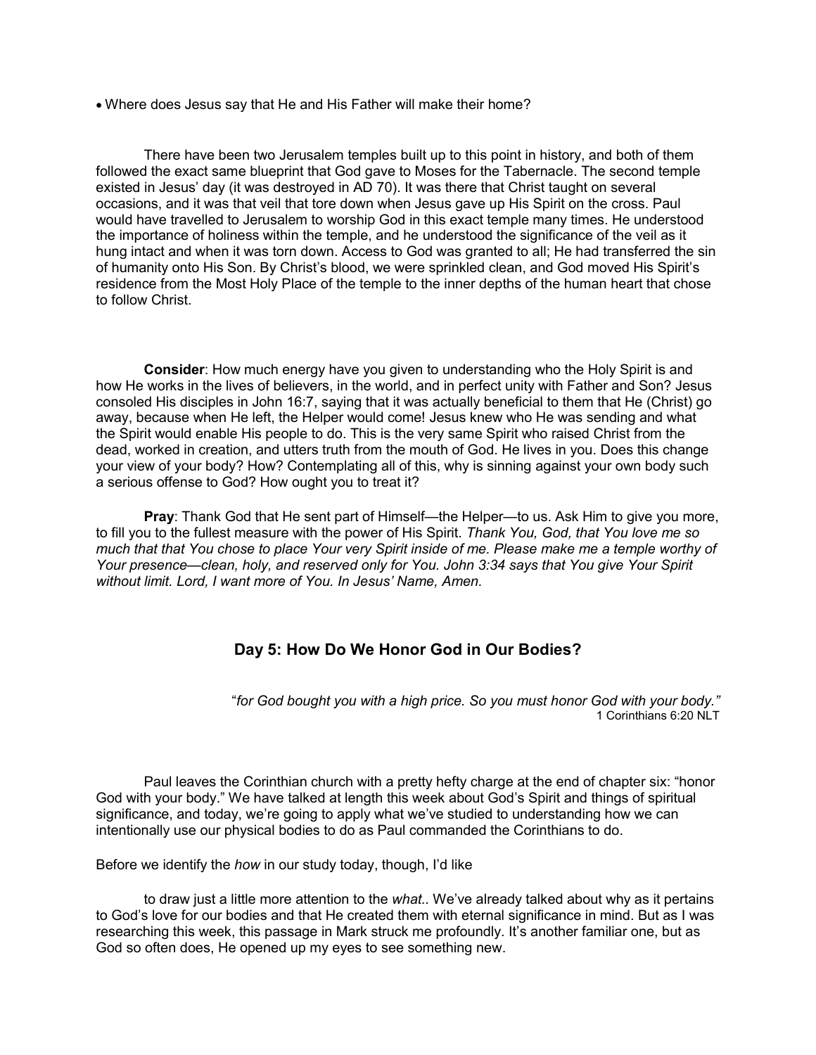- Where does Jesus say that He and His Father will make their home?

There have been two Jerusalem temples built up to this point in history, and both of them followed the exact same blueprint that God gave to Moses for the Tabernacle. The second temple existed in Jesus' day (it was destroyed in AD 70). It was there that Christ taught on several occasions, and it was that veil that tore down when Jesus gave up His Spirit on the cross. Paul would have travelled to Jerusalem to worship God in this exact temple many times. He understood the importance of holiness within the temple, and he understood the significance of the veil as it hung intact and when it was torn down. Access to God was granted to all; He had transferred the sin of humanity onto His Son. By Christ's blood, we were sprinkled clean, and God moved His Spirit's residence from the Most Holy Place of the temple to the inner depths of the human heart that chose to follow Christ.

**Consider**: How much energy have you given to understanding who the Holy Spirit is and how He works in the lives of believers, in the world, and in perfect unity with Father and Son? Jesus consoled His disciples in John 16:7, saying that it was actually beneficial to them that He (Christ) go away, because when He left, the Helper would come! Jesus knew who He was sending and what the Spirit would enable His people to do. This is the very same Spirit who raised Christ from the dead, worked in creation, and utters truth from the mouth of God. He lives in you. Does this change your view of your body? How? Contemplating all of this, why is sinning against your own body such a serious offense to God? How ought you to treat it?

**Pray**: Thank God that He sent part of Himself—the Helper—to us. Ask Him to give you more, to fill you to the fullest measure with the power of His Spirit. *Thank You, God, that You love me so much that that You chose to place Your very Spirit inside of me. Please make me a temple worthy of Your presence—clean, holy, and reserved only for You. John 3:34 says that You give Your Spirit without limit. Lord, I want more of You. In Jesus' Name, Amen.*

## Day 5: How Do We Honor God in Our Bodies?

"*for God bought you with a high price. So you must honor God with your body."*
1 Corinthians 6:20 NLT

Paul leaves the Corinthian church with a pretty hefty charge at the end of chapter six: "honor God with your body." We have talked at length this week about God's Spirit and things of spiritual significance, and today, we're going to apply what we've studied to understanding how we can intentionally use our physical bodies to do as Paul commanded the Corinthians to do.

Before we identify the *how* in our study today, though, I'd like

to draw just a little more attention to the *what.*. We've already talked about why as it pertains to God's love for our bodies and that He created them with eternal significance in mind. But as I was researching this week, this passage in Mark struck me profoundly. It's another familiar one, but as God so often does, He opened up my eyes to see something new.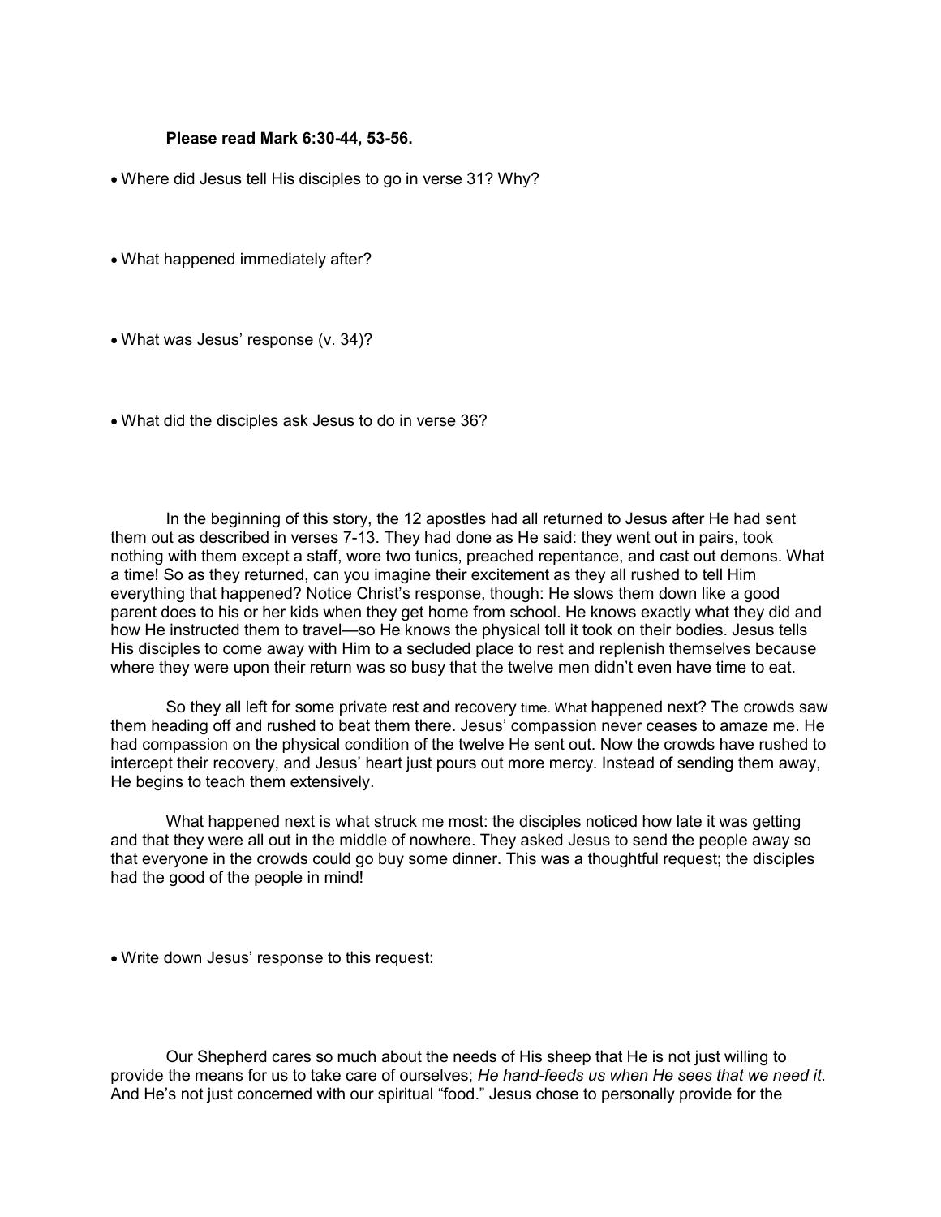**Please read Mark 6:30-44, 53-56.**

- Where did Jesus tell His disciples to go in verse 31? Why?

- What happened immediately after?

- What was Jesus' response (v. 34)?

- What did the disciples ask Jesus to do in verse 36?

In the beginning of this story, the 12 apostles had all returned to Jesus after He had sent them out as described in verses 7-13. They had done as He said: they went out in pairs, took nothing with them except a staff, wore two tunics, preached repentance, and cast out demons. What a time! So as they returned, can you imagine their excitement as they all rushed to tell Him everything that happened? Notice Christ's response, though: He slows them down like a good parent does to his or her kids when they get home from school. He knows exactly what they did and how He instructed them to travel—so He knows the physical toll it took on their bodies. Jesus tells His disciples to come away with Him to a secluded place to rest and replenish themselves because where they were upon their return was so busy that the twelve men didn't even have time to eat.

So they all left for some private rest and recovery time. What happened next? The crowds saw them heading off and rushed to beat them there. Jesus' compassion never ceases to amaze me. He had compassion on the physical condition of the twelve He sent out. Now the crowds have rushed to intercept their recovery, and Jesus' heart just pours out more mercy. Instead of sending them away, He begins to teach them extensively.

What happened next is what struck me most: the disciples noticed how late it was getting and that they were all out in the middle of nowhere. They asked Jesus to send the people away so that everyone in the crowds could go buy some dinner. This was a thoughtful request; the disciples had the good of the people in mind!

- Write down Jesus' response to this request:

Our Shepherd cares so much about the needs of His sheep that He is not just willing to provide the means for us to take care of ourselves; *He hand-feeds us when He sees that we need it*. And He's not just concerned with our spiritual "food." Jesus chose to personally provide for the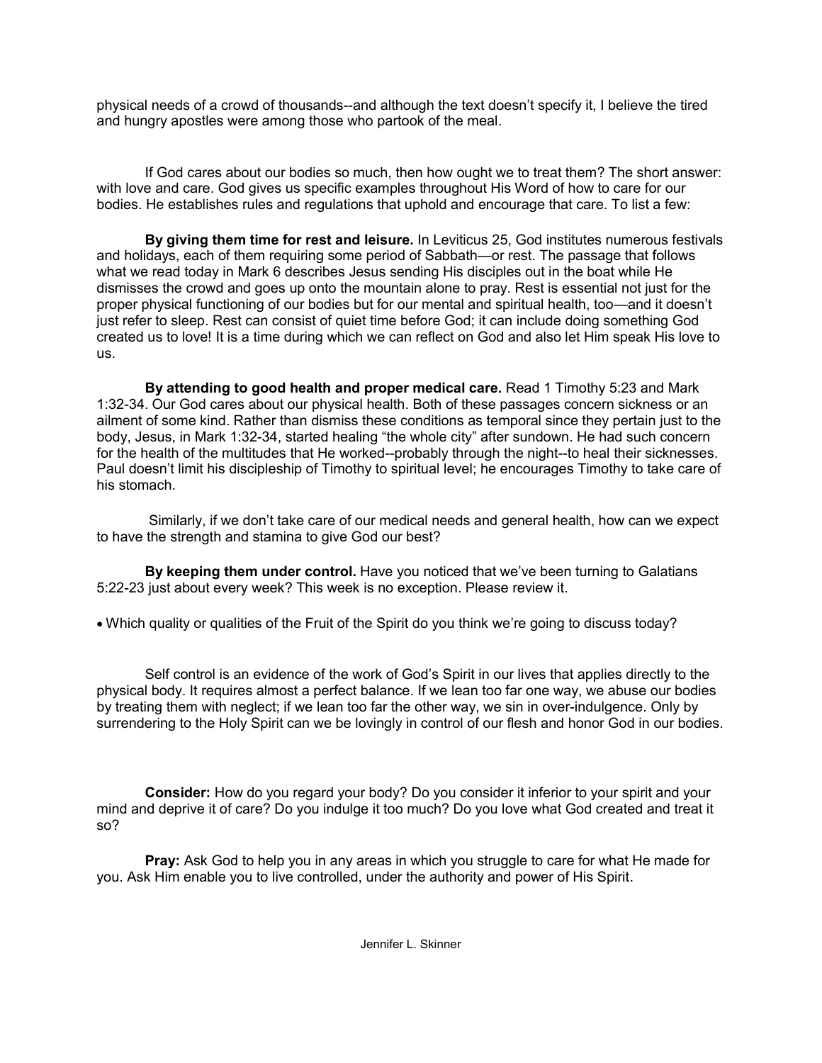physical needs of a crowd of thousands--and although the text doesn't specify it, I believe the tired and hungry apostles were among those who partook of the meal.

If God cares about our bodies so much, then how ought we to treat them? The short answer: with love and care. God gives us specific examples throughout His Word of how to care for our bodies. He establishes rules and regulations that uphold and encourage that care. To list a few:

**By giving them time for rest and leisure.** In Leviticus 25, God institutes numerous festivals and holidays, each of them requiring some period of Sabbath—or rest. The passage that follows what we read today in Mark 6 describes Jesus sending His disciples out in the boat while He dismisses the crowd and goes up onto the mountain alone to pray. Rest is essential not just for the proper physical functioning of our bodies but for our mental and spiritual health, too—and it doesn't just refer to sleep. Rest can consist of quiet time before God; it can include doing something God created us to love! It is a time during which we can reflect on God and also let Him speak His love to us.

**By attending to good health and proper medical care.** Read 1 Timothy 5:23 and Mark 1:32-34. Our God cares about our physical health. Both of these passages concern sickness or an ailment of some kind. Rather than dismiss these conditions as temporal since they pertain just to the body, Jesus, in Mark 1:32-34, started healing "the whole city" after sundown. He had such concern for the health of the multitudes that He worked--probably through the night--to heal their sicknesses. Paul doesn't limit his discipleship of Timothy to spiritual level; he encourages Timothy to take care of his stomach.

Similarly, if we don't take care of our medical needs and general health, how can we expect to have the strength and stamina to give God our best?

**By keeping them under control.** Have you noticed that we've been turning to Galatians 5:22-23 just about every week? This week is no exception. Please review it.

- Which quality or qualities of the Fruit of the Spirit do you think we're going to discuss today?

Self control is an evidence of the work of God's Spirit in our lives that applies directly to the physical body. It requires almost a perfect balance. If we lean too far one way, we abuse our bodies by treating them with neglect; if we lean too far the other way, we sin in over-indulgence. Only by surrendering to the Holy Spirit can we be lovingly in control of our flesh and honor God in our bodies.

**Consider:** How do you regard your body? Do you consider it inferior to your spirit and your mind and deprive it of care? Do you indulge it too much? Do you love what God created and treat it so?

**Pray:** Ask God to help you in any areas in which you struggle to care for what He made for you. Ask Him enable you to live controlled, under the authority and power of His Spirit.

Jennifer L. Skinner